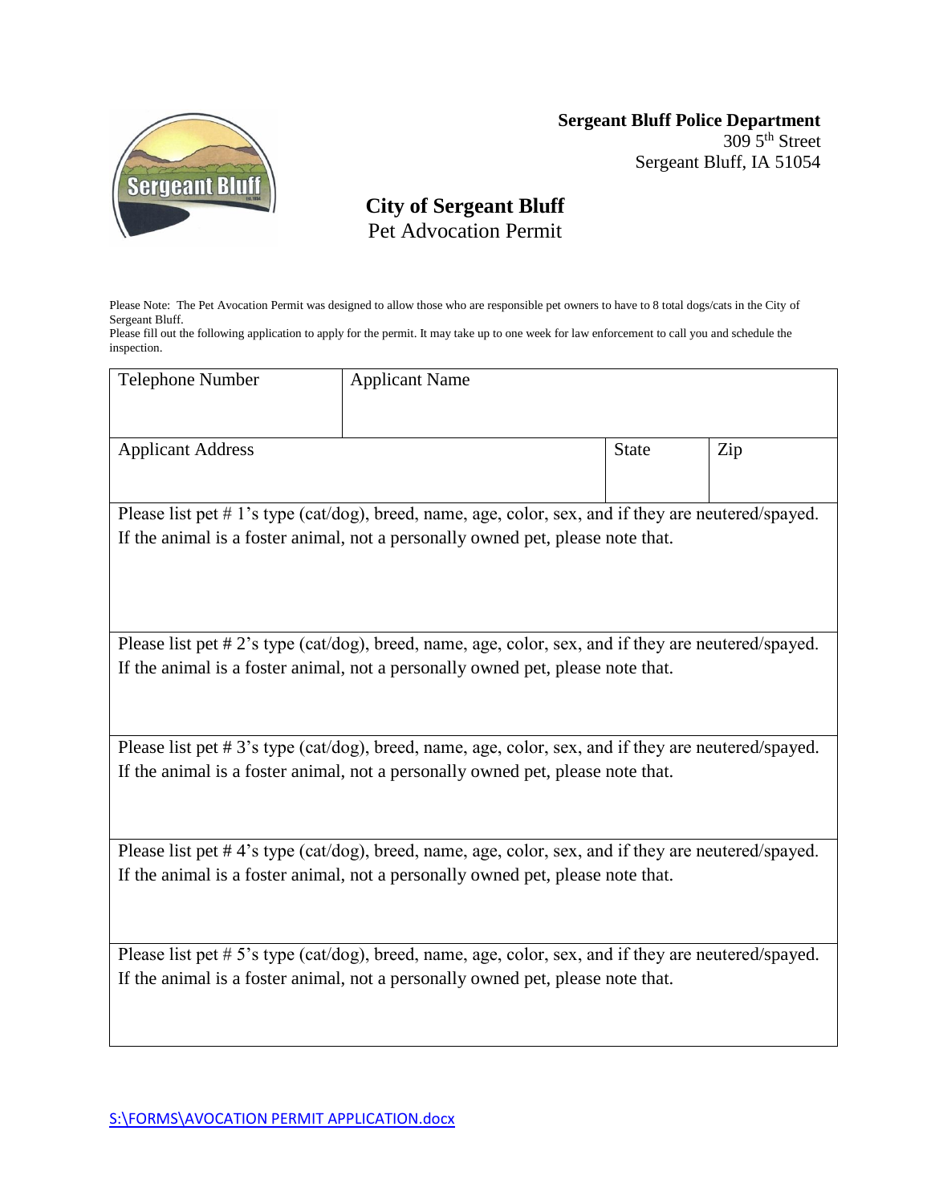**Sergeant Bluff Police Department**
309 5th Street
Sergeant Bluff, IA 51054

# City of Sergeant Bluff

## Pet Advocation Permit

Please Note: The Pet Avocation Permit was designed to allow those who are responsible pet owners to have to 8 total dogs/cats in the City of Sergeant Bluff.
Please fill out the following application to apply for the permit. It may take up to one week for law enforcement to call you and schedule the inspection.

| Telephone Number | Applicant Name | | |
|---|---|---|---|
| Applicant Address | | State | Zip |
| Please list pet # 1's type (cat/dog), breed, name, age, color, sex, and if they are neutered/spayed. If the animal is a foster animal, not a personally owned pet, please note that. | | | |
| Please list pet # 2's type (cat/dog), breed, name, age, color, sex, and if they are neutered/spayed. If the animal is a foster animal, not a personally owned pet, please note that. | | | |
| Please list pet # 3's type (cat/dog), breed, name, age, color, sex, and if they are neutered/spayed. If the animal is a foster animal, not a personally owned pet, please note that. | | | |
| Please list pet # 4's type (cat/dog), breed, name, age, color, sex, and if they are neutered/spayed. If the animal is a foster animal, not a personally owned pet, please note that. | | | |
| Please list pet # 5's type (cat/dog), breed, name, age, color, sex, and if they are neutered/spayed. If the animal is a foster animal, not a personally owned pet, please note that. | | | |

S:\FORMS\AVOCATION PERMIT APPLICATION.docx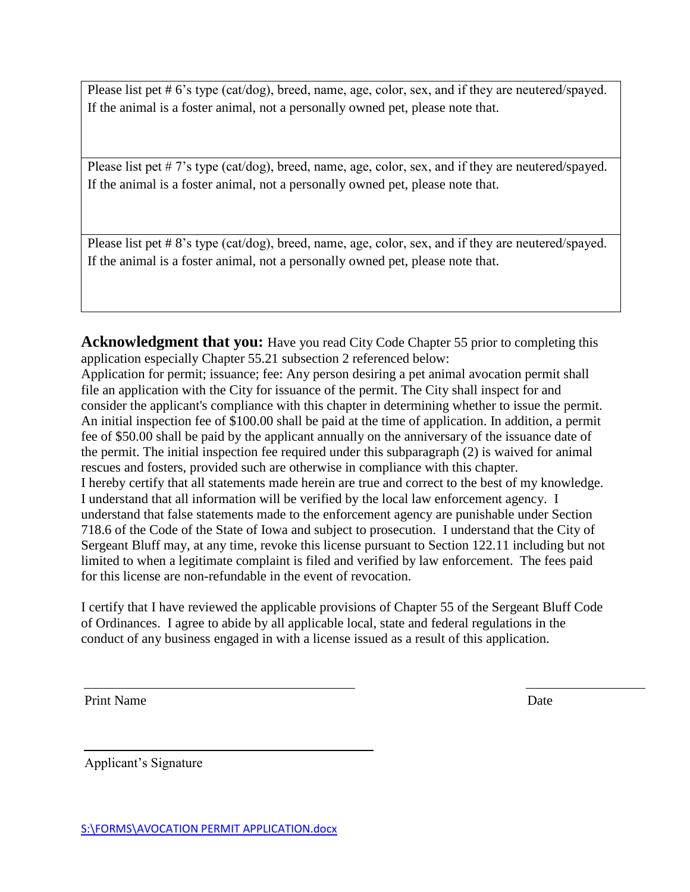| |
|---|
| Please list pet # 6's type (cat/dog), breed, name, age, color, sex, and if they are neutered/spayed. If the animal is a foster animal, not a personally owned pet, please note that. |
| Please list pet # 7's type (cat/dog), breed, name, age, color, sex, and if they are neutered/spayed. If the animal is a foster animal, not a personally owned pet, please note that. |
| Please list pet # 8's type (cat/dog), breed, name, age, color, sex, and if they are neutered/spayed. If the animal is a foster animal, not a personally owned pet, please note that. |

**Acknowledgment that you:** Have you read City Code Chapter 55 prior to completing this application especially Chapter 55.21 subsection 2 referenced below:

Application for permit; issuance; fee: Any person desiring a pet animal avocation permit shall file an application with the City for issuance of the permit. The City shall inspect for and consider the applicant's compliance with this chapter in determining whether to issue the permit. An initial inspection fee of $100.00 shall be paid at the time of application. In addition, a permit fee of $50.00 shall be paid by the applicant annually on the anniversary of the issuance date of the permit. The initial inspection fee required under this subparagraph (2) is waived for animal rescues and fosters, provided such are otherwise in compliance with this chapter.

I hereby certify that all statements made herein are true and correct to the best of my knowledge. I understand that all information will be verified by the local law enforcement agency. I understand that false statements made to the enforcement agency are punishable under Section 718.6 of the Code of the State of Iowa and subject to prosecution. I understand that the City of Sergeant Bluff may, at any time, revoke this license pursuant to Section 122.11 including but not limited to when a legitimate complaint is filed and verified by law enforcement. The fees paid for this license are non-refundable in the event of revocation.

I certify that I have reviewed the applicable provisions of Chapter 55 of the Sergeant Bluff Code of Ordinances. I agree to abide by all applicable local, state and federal regulations in the conduct of any business engaged in with a license issued as a result of this application.

\_\_\_\_\_\_\_\_\_\_\_\_\_\_\_\_\_\_\_\_\_\_\_\_\_\_\_\_\_\_\_\_\_\_\_\_ \_\_\_\_\_\_\_\_\_\_\_\_\_\_\_\_

Print Name Date

\_\_\_\_\_\_\_\_\_\_\_\_\_\_\_\_\_\_\_\_\_\_\_\_\_\_\_\_\_\_\_\_\_\_\_\_

Applicant's Signature

S:\FORMS\AVOCATION PERMIT APPLICATION.docx